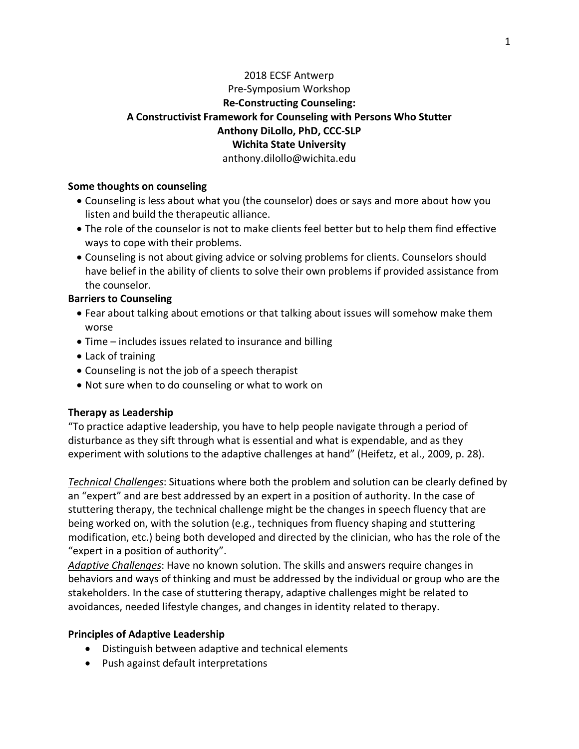2018 ECSF Antwerp

Pre-Symposium Workshop

**Re-Constructing Counseling:**

**A Constructivist Framework for Counseling with Persons Who Stutter**

**Anthony DiLollo, PhD, CCC-SLP**

**Wichita State University**

anthony.dilollo@wichita.edu

**Some thoughts on counseling**

- Counseling is less about what you (the counselor) does or says and more about how you listen and build the therapeutic alliance.
- The role of the counselor is not to make clients feel better but to help them find effective ways to cope with their problems.
- Counseling is not about giving advice or solving problems for clients. Counselors should have belief in the ability of clients to solve their own problems if provided assistance from the counselor.

**Barriers to Counseling**

- Fear about talking about emotions or that talking about issues will somehow make them worse
- Time – includes issues related to insurance and billing
- Lack of training
- Counseling is not the job of a speech therapist
- Not sure when to do counseling or what to work on

**Therapy as Leadership**

"To practice adaptive leadership, you have to help people navigate through a period of disturbance as they sift through what is essential and what is expendable, and as they experiment with solutions to the adaptive challenges at hand" (Heifetz, et al., 2009, p. 28).

*Technical Challenges*: Situations where both the problem and solution can be clearly defined by an "expert" and are best addressed by an expert in a position of authority. In the case of stuttering therapy, the technical challenge might be the changes in speech fluency that are being worked on, with the solution (e.g., techniques from fluency shaping and stuttering modification, etc.) being both developed and directed by the clinician, who has the role of the "expert in a position of authority".

*Adaptive Challenges*: Have no known solution. The skills and answers require changes in behaviors and ways of thinking and must be addressed by the individual or group who are the stakeholders. In the case of stuttering therapy, adaptive challenges might be related to avoidances, needed lifestyle changes, and changes in identity related to therapy.

**Principles of Adaptive Leadership**

- Distinguish between adaptive and technical elements
- Push against default interpretations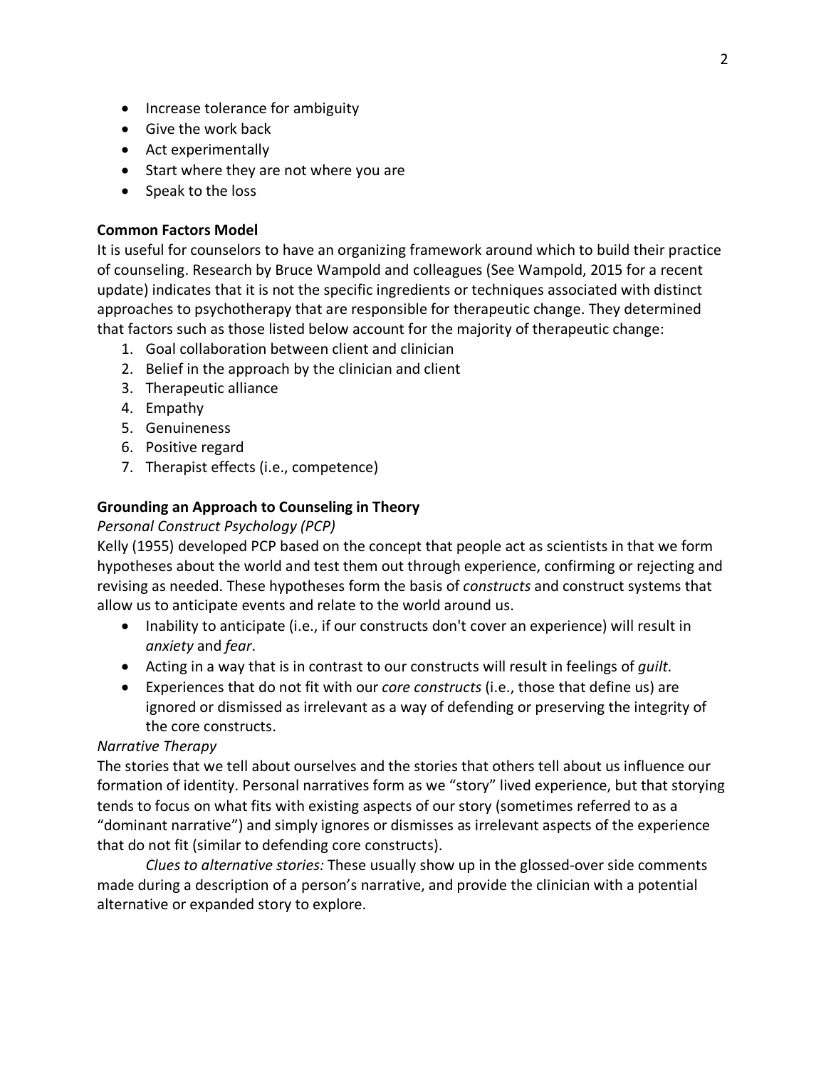- Increase tolerance for ambiguity
- Give the work back
- Act experimentally
- Start where they are not where you are
- Speak to the loss

**Common Factors Model**

It is useful for counselors to have an organizing framework around which to build their practice of counseling. Research by Bruce Wampold and colleagues (See Wampold, 2015 for a recent update) indicates that it is not the specific ingredients or techniques associated with distinct approaches to psychotherapy that are responsible for therapeutic change. They determined that factors such as those listed below account for the majority of therapeutic change:

1. Goal collaboration between client and clinician
2. Belief in the approach by the clinician and client
3. Therapeutic alliance
4. Empathy
5. Genuineness
6. Positive regard
7. Therapist effects (i.e., competence)

**Grounding an Approach to Counseling in Theory**

*Personal Construct Psychology (PCP)*

Kelly (1955) developed PCP based on the concept that people act as scientists in that we form hypotheses about the world and test them out through experience, confirming or rejecting and revising as needed. These hypotheses form the basis of *constructs* and construct systems that allow us to anticipate events and relate to the world around us.

- Inability to anticipate (i.e., if our constructs don't cover an experience) will result in *anxiety* and *fear*.
- Acting in a way that is in contrast to our constructs will result in feelings of *guilt*.
- Experiences that do not fit with our *core constructs* (i.e., those that define us) are ignored or dismissed as irrelevant as a way of defending or preserving the integrity of the core constructs.

*Narrative Therapy*

The stories that we tell about ourselves and the stories that others tell about us influence our formation of identity. Personal narratives form as we "story" lived experience, but that storying tends to focus on what fits with existing aspects of our story (sometimes referred to as a "dominant narrative") and simply ignores or dismisses as irrelevant aspects of the experience that do not fit (similar to defending core constructs).

*Clues to alternative stories:* These usually show up in the glossed-over side comments made during a description of a person's narrative, and provide the clinician with a potential alternative or expanded story to explore.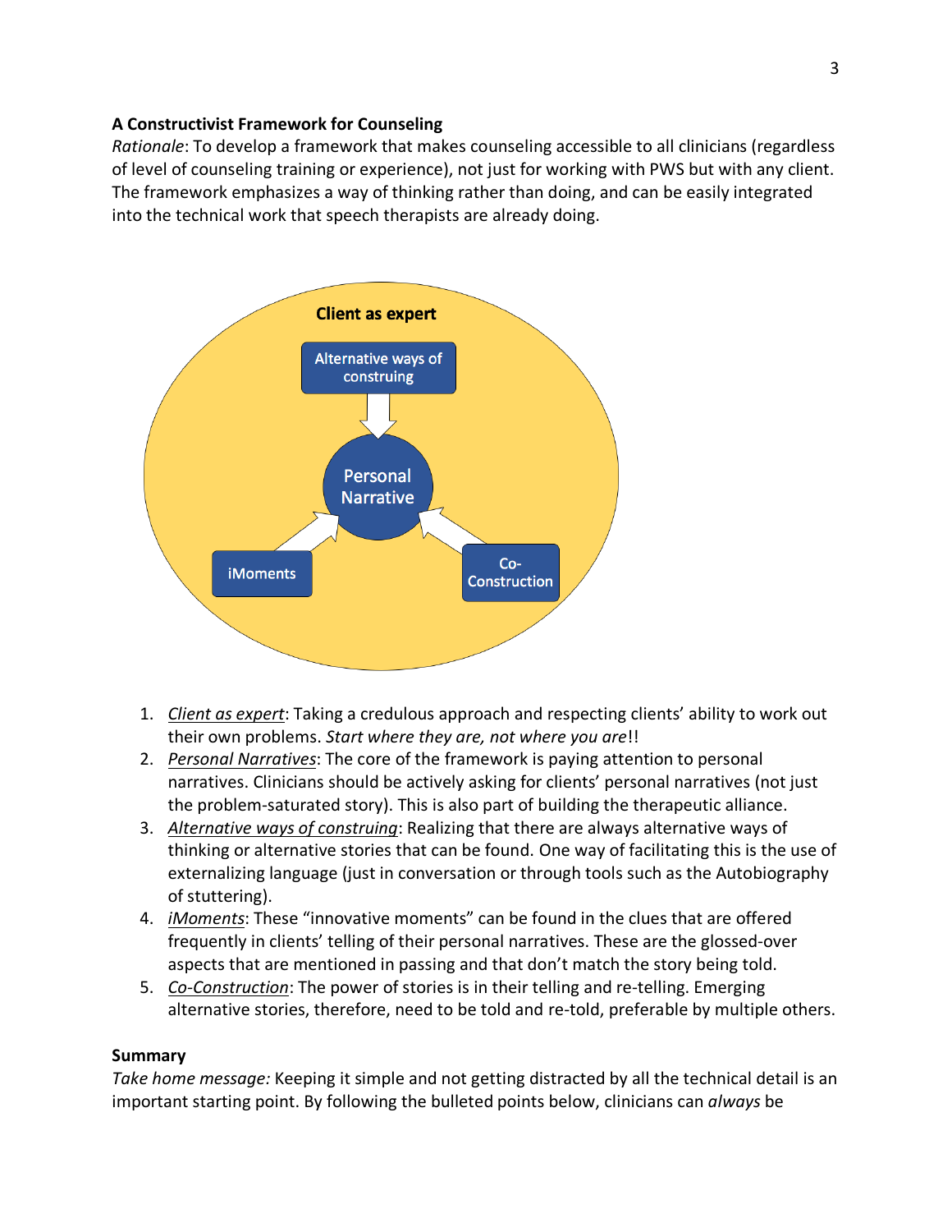**A Constructivist Framework for Counseling**

*Rationale*: To develop a framework that makes counseling accessible to all clinicians (regardless of level of counseling training or experience), not just for working with PWS but with any client. The framework emphasizes a way of thinking rather than doing, and can be easily integrated into the technical work that speech therapists are already doing.

Client as expert

Alternative ways of construing

Personal Narrative

iMoments

Co-Construction

1. *Client as expert*: Taking a credulous approach and respecting clients' ability to work out their own problems. *Start where they are, not where you are*!!
2. *Personal Narratives*: The core of the framework is paying attention to personal narratives. Clinicians should be actively asking for clients' personal narratives (not just the problem-saturated story). This is also part of building the therapeutic alliance.
3. *Alternative ways of construing*: Realizing that there are always alternative ways of thinking or alternative stories that can be found. One way of facilitating this is the use of externalizing language (just in conversation or through tools such as the Autobiography of stuttering).
4. *iMoments*: These "innovative moments" can be found in the clues that are offered frequently in clients' telling of their personal narratives. These are the glossed-over aspects that are mentioned in passing and that don't match the story being told.
5. *Co-Construction*: The power of stories is in their telling and re-telling. Emerging alternative stories, therefore, need to be told and re-told, preferable by multiple others.

**Summary**

*Take home message:* Keeping it simple and not getting distracted by all the technical detail is an important starting point. By following the bulleted points below, clinicians can *always* be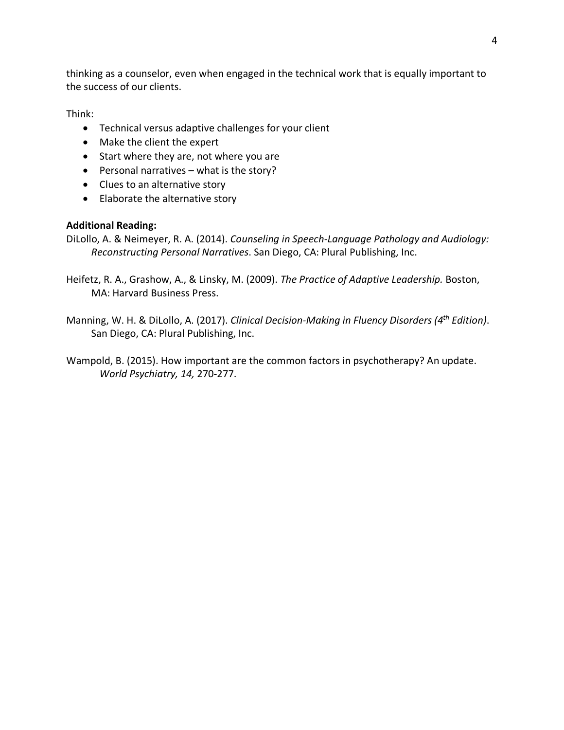thinking as a counselor, even when engaged in the technical work that is equally important to the success of our clients.

Think:

- Technical versus adaptive challenges for your client
- Make the client the expert
- Start where they are, not where you are
- Personal narratives – what is the story?
- Clues to an alternative story
- Elaborate the alternative story

**Additional Reading:**

DiLollo, A. & Neimeyer, R. A. (2014). *Counseling in Speech-Language Pathology and Audiology: Reconstructing Personal Narratives*. San Diego, CA: Plural Publishing, Inc.

Heifetz, R. A., Grashow, A., & Linsky, M. (2009). *The Practice of Adaptive Leadership.* Boston, MA: Harvard Business Press.

Manning, W. H. & DiLollo, A. (2017). *Clinical Decision-Making in Fluency Disorders (4th Edition)*. San Diego, CA: Plural Publishing, Inc.

Wampold, B. (2015). How important are the common factors in psychotherapy? An update. *World Psychiatry, 14,* 270-277.